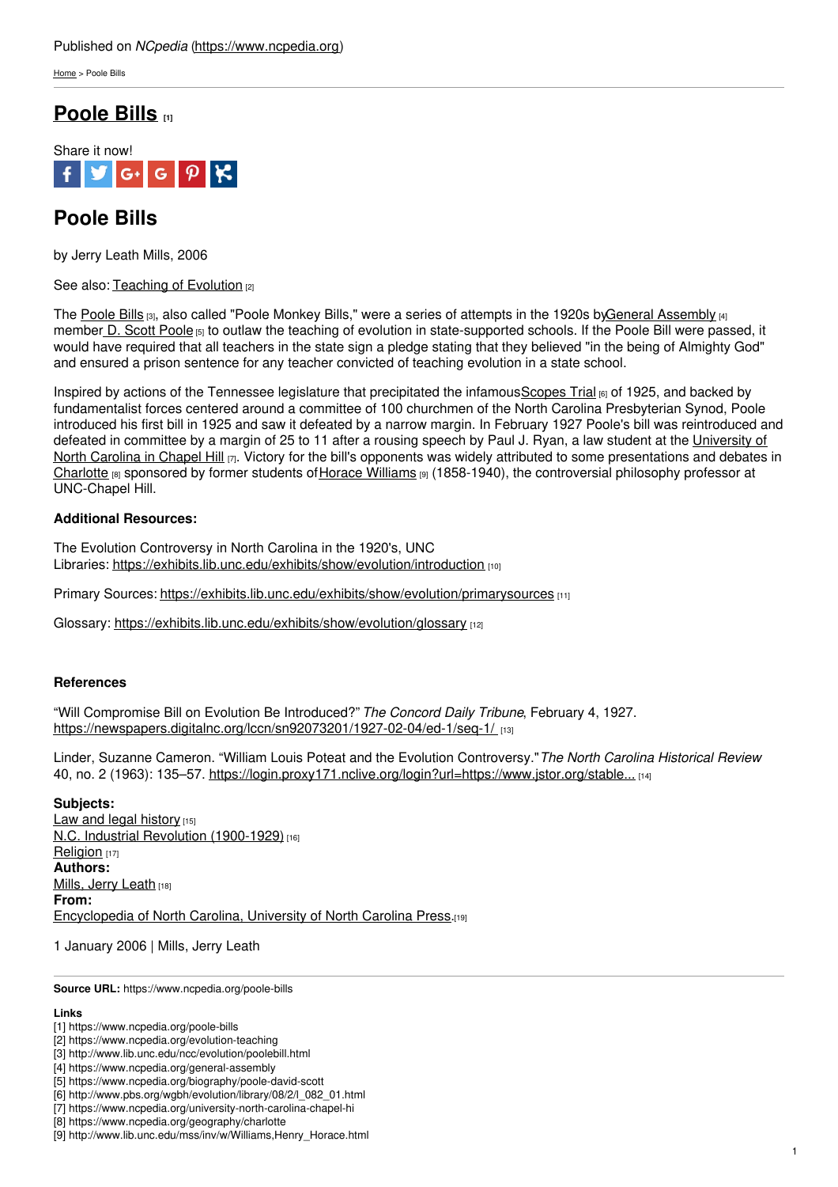Published on *NCpedia* (https://www.ncpedia.org)

Home > Poole Bills

# Poole Bills [1]

Share it now!

## Poole Bills

by Jerry Leath Mills, 2006

See also: Teaching of Evolution [2]

The Poole Bills [3], also called "Poole Monkey Bills," were a series of attempts in the 1920s by General Assembly [4] member D. Scott Poole [5] to outlaw the teaching of evolution in state-supported schools. If the Poole Bill were passed, it would have required that all teachers in the state sign a pledge stating that they believed "in the being of Almighty God" and ensured a prison sentence for any teacher convicted of teaching evolution in a state school.

Inspired by actions of the Tennessee legislature that precipitated the infamous Scopes Trial [6] of 1925, and backed by fundamentalist forces centered around a committee of 100 churchmen of the North Carolina Presbyterian Synod, Poole introduced his first bill in 1925 and saw it defeated by a narrow margin. In February 1927 Poole's bill was reintroduced and defeated in committee by a margin of 25 to 11 after a rousing speech by Paul J. Ryan, a law student at the University of North Carolina in Chapel Hill [7]. Victory for the bill's opponents was widely attributed to some presentations and debates in Charlotte [8] sponsored by former students of Horace Williams [9] (1858-1940), the controversial philosophy professor at UNC-Chapel Hill.

**Additional Resources:**

The Evolution Controversy in North Carolina in the 1920's, UNC Libraries: https://exhibits.lib.unc.edu/exhibits/show/evolution/introduction [10]

Primary Sources: https://exhibits.lib.unc.edu/exhibits/show/evolution/primarysources [11]

Glossary: https://exhibits.lib.unc.edu/exhibits/show/evolution/glossary [12]

**References**

"Will Compromise Bill on Evolution Be Introduced?" *The Concord Daily Tribune*, February 4, 1927. https://newspapers.digitalnc.org/lccn/sn92073201/1927-02-04/ed-1/seq-1/ [13]

Linder, Suzanne Cameron. "William Louis Poteat and the Evolution Controversy." *The North Carolina Historical Review* 40, no. 2 (1963): 135–57. https://login.proxy171.nclive.org/login?url=https://www.jstor.org/stable... [14]

**Subjects:**
Law and legal history [15]
N.C. Industrial Revolution (1900-1929) [16]
Religion [17]
**Authors:**
Mills, Jerry Leath [18]
**From:**
Encyclopedia of North Carolina, University of North Carolina Press. [19]

1 January 2006 | Mills, Jerry Leath

**Source URL:** https://www.ncpedia.org/poole-bills

**Links**
[1] https://www.ncpedia.org/poole-bills
[2] https://www.ncpedia.org/evolution-teaching
[3] http://www.lib.unc.edu/ncc/evolution/poolebill.html
[4] https://www.ncpedia.org/general-assembly
[5] https://www.ncpedia.org/biography/poole-david-scott
[6] http://www.pbs.org/wgbh/evolution/library/08/2/l_082_01.html
[7] https://www.ncpedia.org/university-north-carolina-chapel-hi
[8] https://www.ncpedia.org/geography/charlotte
[9] http://www.lib.unc.edu/mss/inv/w/Williams,Henry_Horace.html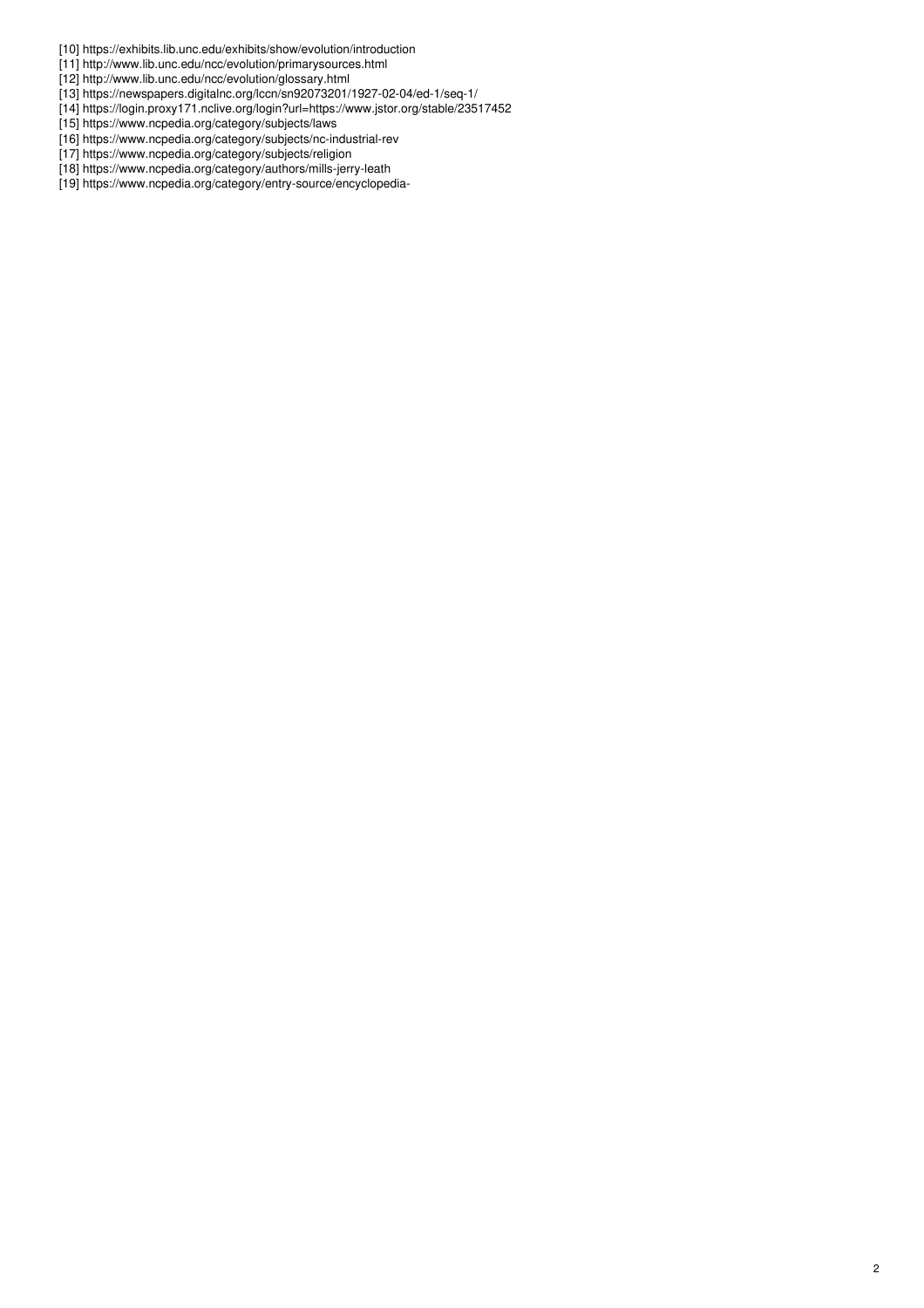[10] https://exhibits.lib.unc.edu/exhibits/show/evolution/introduction
[11] http://www.lib.unc.edu/ncc/evolution/primarysources.html
[12] http://www.lib.unc.edu/ncc/evolution/glossary.html
[13] https://newspapers.digitalnc.org/lccn/sn92073201/1927-02-04/ed-1/seq-1/
[14] https://login.proxy171.nclive.org/login?url=https://www.jstor.org/stable/23517452
[15] https://www.ncpedia.org/category/subjects/laws
[16] https://www.ncpedia.org/category/subjects/nc-industrial-rev
[17] https://www.ncpedia.org/category/subjects/religion
[18] https://www.ncpedia.org/category/authors/mills-jerry-leath
[19] https://www.ncpedia.org/category/entry-source/encyclopedia-